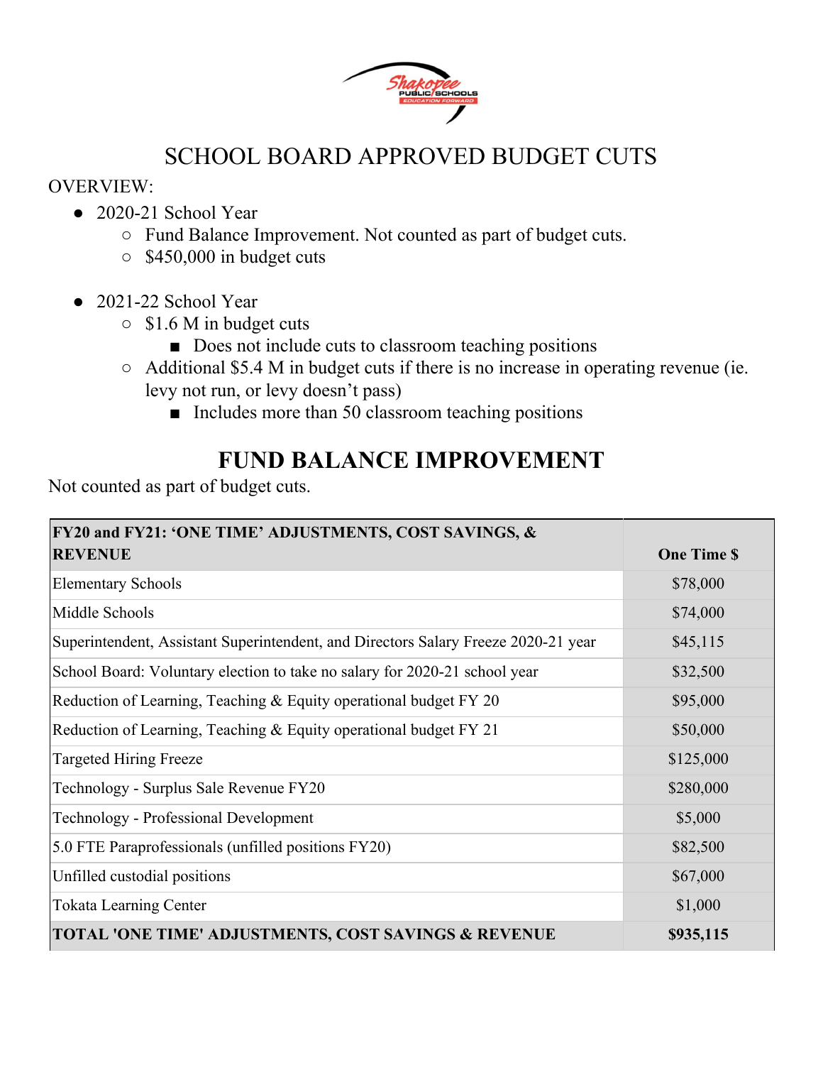# SCHOOL BOARD APPROVED BUDGET CUTS

OVERVIEW:

- 2020-21 School Year
  - Fund Balance Improvement. Not counted as part of budget cuts.
  - $450,000 in budget cuts

- 2021-22 School Year
  - $1.6 M in budget cuts
    - Does not include cuts to classroom teaching positions
  - Additional $5.4 M in budget cuts if there is no increase in operating revenue (ie. levy not run, or levy doesn't pass)
    - Includes more than 50 classroom teaching positions

## FUND BALANCE IMPROVEMENT

Not counted as part of budget cuts.

| FY20 and FY21: 'ONE TIME' ADJUSTMENTS, COST SAVINGS, & REVENUE | One Time $ |
|---|---|
| Elementary Schools | $78,000 |
| Middle Schools | $74,000 |
| Superintendent, Assistant Superintendent, and Directors Salary Freeze 2020-21 year | $45,115 |
| School Board: Voluntary election to take no salary for 2020-21 school year | $32,500 |
| Reduction of Learning, Teaching & Equity operational budget FY 20 | $95,000 |
| Reduction of Learning, Teaching & Equity operational budget FY 21 | $50,000 |
| Targeted Hiring Freeze | $125,000 |
| Technology - Surplus Sale Revenue FY20 | $280,000 |
| Technology - Professional Development | $5,000 |
| 5.0 FTE Paraprofessionals (unfilled positions FY20) | $82,500 |
| Unfilled custodial positions | $67,000 |
| Tokata Learning Center | $1,000 |
| **TOTAL 'ONE TIME' ADJUSTMENTS, COST SAVINGS & REVENUE** | **$935,115** |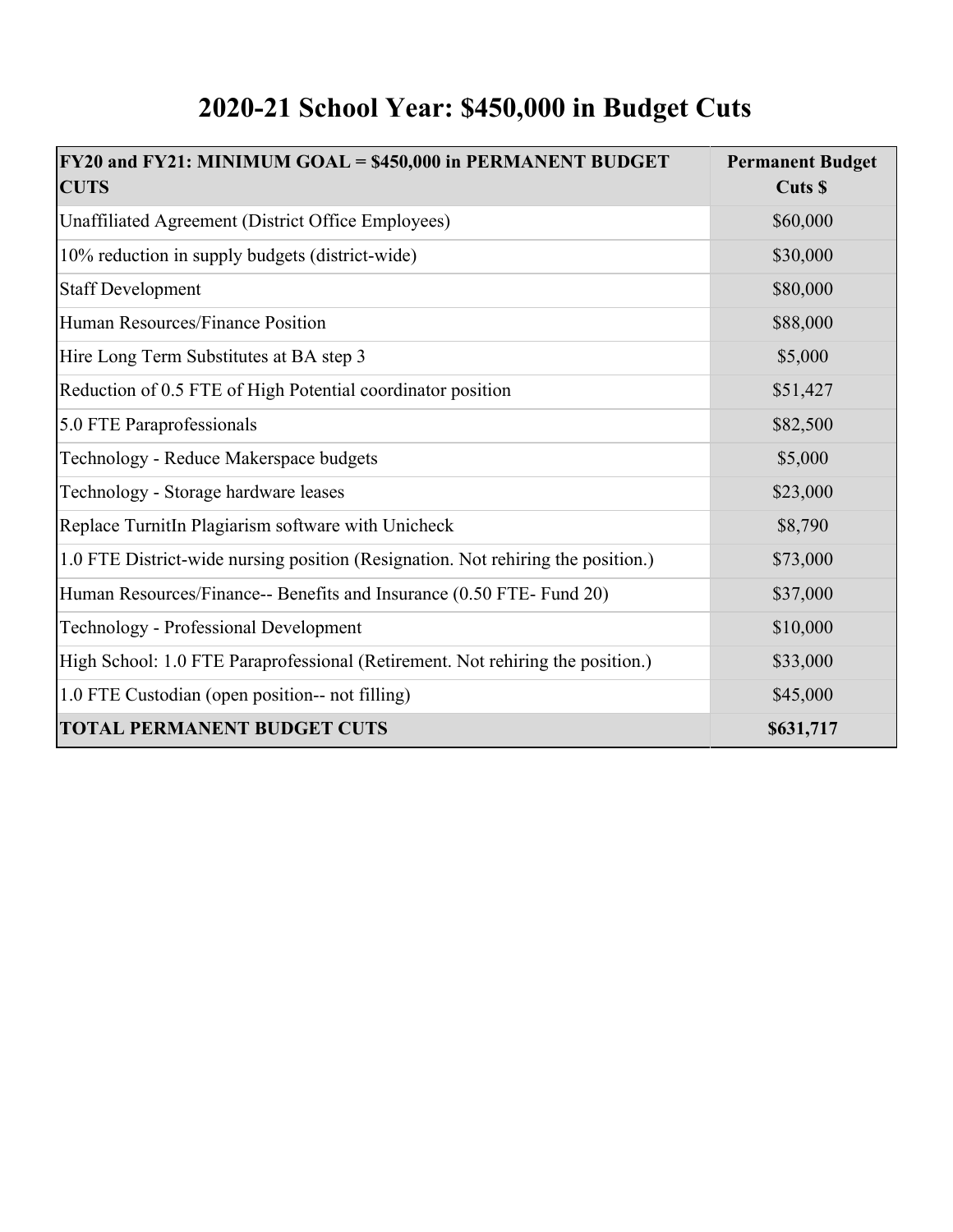# 2020-21 School Year: $450,000 in Budget Cuts

| **FY20 and FY21: MINIMUM GOAL = $450,000 in PERMANENT BUDGET CUTS** | **Permanent Budget Cuts $** |
|---|---|
| Unaffiliated Agreement (District Office Employees) | $60,000 |
| 10% reduction in supply budgets (district-wide) | $30,000 |
| Staff Development | $80,000 |
| Human Resources/Finance Position | $88,000 |
| Hire Long Term Substitutes at BA step 3 | $5,000 |
| Reduction of 0.5 FTE of High Potential coordinator position | $51,427 |
| 5.0 FTE Paraprofessionals | $82,500 |
| Technology - Reduce Makerspace budgets | $5,000 |
| Technology - Storage hardware leases | $23,000 |
| Replace TurnitIn Plagiarism software with Unicheck | $8,790 |
| 1.0 FTE District-wide nursing position (Resignation. Not rehiring the position.) | $73,000 |
| Human Resources/Finance-- Benefits and Insurance (0.50 FTE- Fund 20) | $37,000 |
| Technology - Professional Development | $10,000 |
| High School: 1.0 FTE Paraprofessional (Retirement. Not rehiring the position.) | $33,000 |
| 1.0 FTE Custodian (open position-- not filling) | $45,000 |
| **TOTAL PERMANENT BUDGET CUTS** | **$631,717** |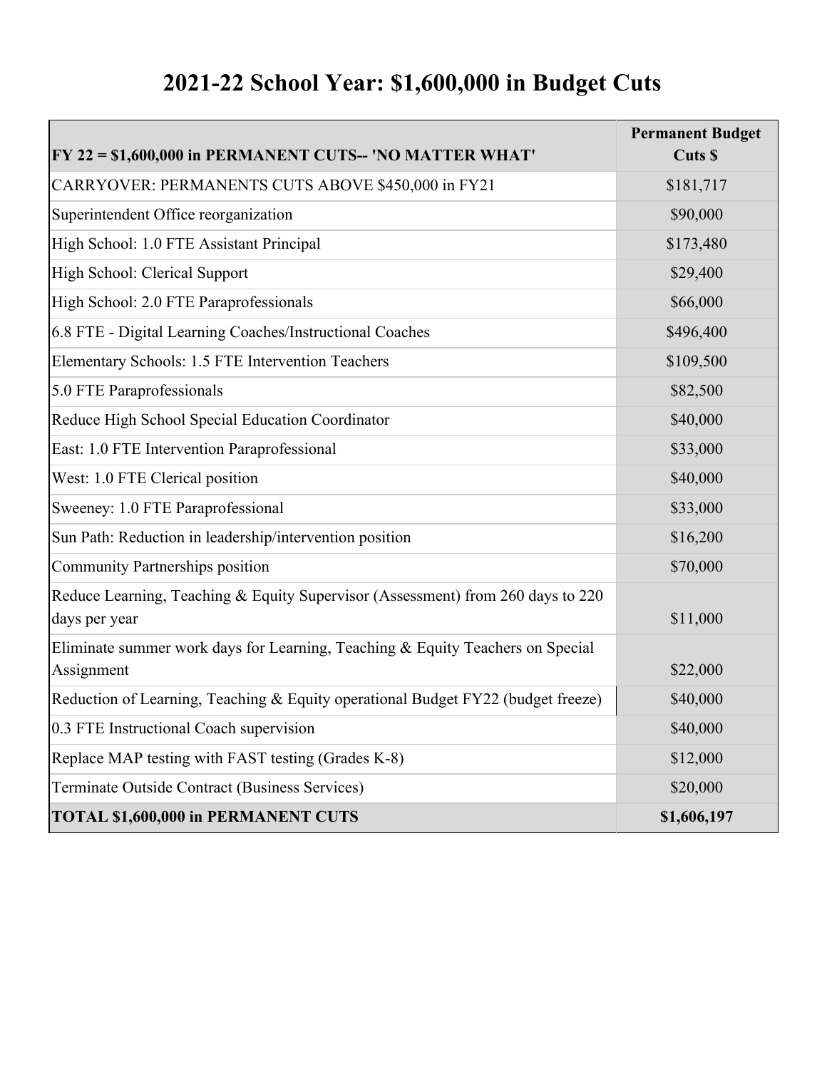# 2021-22 School Year: $1,600,000 in Budget Cuts

| FY 22 = $1,600,000 in PERMANENT CUTS-- 'NO MATTER WHAT' | Permanent Budget Cuts $ |
|---|---|
| CARRYOVER: PERMANENTS CUTS ABOVE $450,000 in FY21 | $181,717 |
| Superintendent Office reorganization | $90,000 |
| High School: 1.0 FTE Assistant Principal | $173,480 |
| High School: Clerical Support | $29,400 |
| High School: 2.0 FTE Paraprofessionals | $66,000 |
| 6.8 FTE - Digital Learning Coaches/Instructional Coaches | $496,400 |
| Elementary Schools: 1.5 FTE Intervention Teachers | $109,500 |
| 5.0 FTE Paraprofessionals | $82,500 |
| Reduce High School Special Education Coordinator | $40,000 |
| East: 1.0 FTE Intervention Paraprofessional | $33,000 |
| West: 1.0 FTE Clerical position | $40,000 |
| Sweeney: 1.0 FTE Paraprofessional | $33,000 |
| Sun Path: Reduction in leadership/intervention position | $16,200 |
| Community Partnerships position | $70,000 |
| Reduce Learning, Teaching & Equity Supervisor (Assessment) from 260 days to 220 days per year | $11,000 |
| Eliminate summer work days for Learning, Teaching & Equity Teachers on Special Assignment | $22,000 |
| Reduction of Learning, Teaching & Equity operational Budget FY22 (budget freeze) | $40,000 |
| 0.3 FTE Instructional Coach supervision | $40,000 |
| Replace MAP testing with FAST testing (Grades K-8) | $12,000 |
| Terminate Outside Contract (Business Services) | $20,000 |
| **TOTAL $1,600,000 in PERMANENT CUTS** | **$1,606,197** |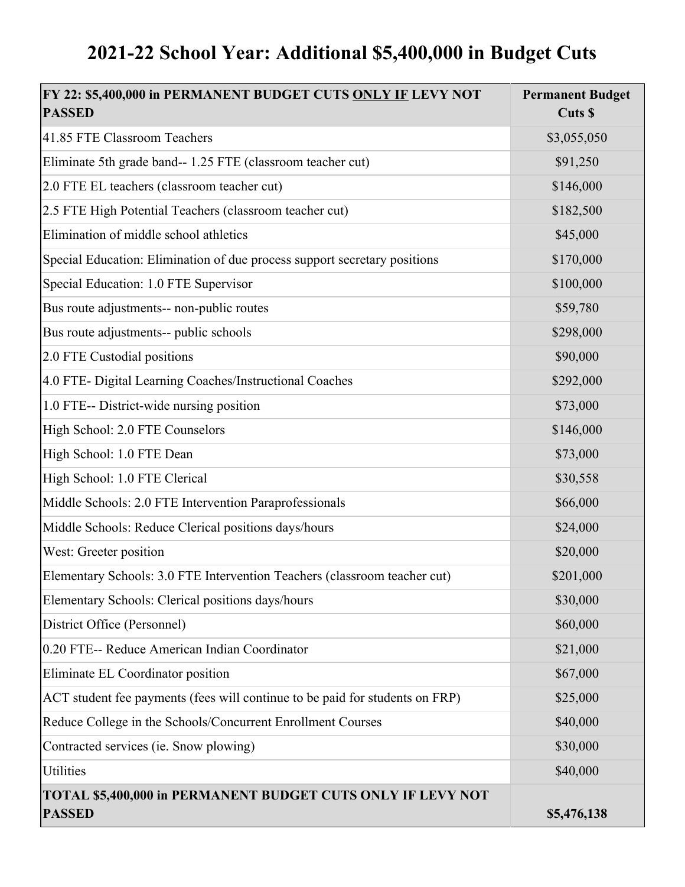# 2021-22 School Year: Additional $5,400,000 in Budget Cuts

| **FY 22: $5,400,000 in PERMANENT BUDGET CUTS <u>ONLY IF</u> LEVY NOT PASSED** | **Permanent Budget Cuts $** |
|---|---|
| 41.85 FTE Classroom Teachers | $3,055,050 |
| Eliminate 5th grade band-- 1.25 FTE (classroom teacher cut) | $91,250 |
| 2.0 FTE EL teachers (classroom teacher cut) | $146,000 |
| 2.5 FTE High Potential Teachers (classroom teacher cut) | $182,500 |
| Elimination of middle school athletics | $45,000 |
| Special Education: Elimination of due process support secretary positions | $170,000 |
| Special Education: 1.0 FTE Supervisor | $100,000 |
| Bus route adjustments-- non-public routes | $59,780 |
| Bus route adjustments-- public schools | $298,000 |
| 2.0 FTE Custodial positions | $90,000 |
| 4.0 FTE- Digital Learning Coaches/Instructional Coaches | $292,000 |
| 1.0 FTE-- District-wide nursing position | $73,000 |
| High School: 2.0 FTE Counselors | $146,000 |
| High School: 1.0 FTE Dean | $73,000 |
| High School: 1.0 FTE Clerical | $30,558 |
| Middle Schools: 2.0 FTE Intervention Paraprofessionals | $66,000 |
| Middle Schools: Reduce Clerical positions days/hours | $24,000 |
| West: Greeter position | $20,000 |
| Elementary Schools: 3.0 FTE Intervention Teachers (classroom teacher cut) | $201,000 |
| Elementary Schools: Clerical positions days/hours | $30,000 |
| District Office (Personnel) | $60,000 |
| 0.20 FTE-- Reduce American Indian Coordinator | $21,000 |
| Eliminate EL Coordinator position | $67,000 |
| ACT student fee payments (fees will continue to be paid for students on FRP) | $25,000 |
| Reduce College in the Schools/Concurrent Enrollment Courses | $40,000 |
| Contracted services (ie. Snow plowing) | $30,000 |
| Utilities | $40,000 |
| **TOTAL $5,400,000 in PERMANENT BUDGET CUTS ONLY IF LEVY NOT PASSED** | **$5,476,138** |